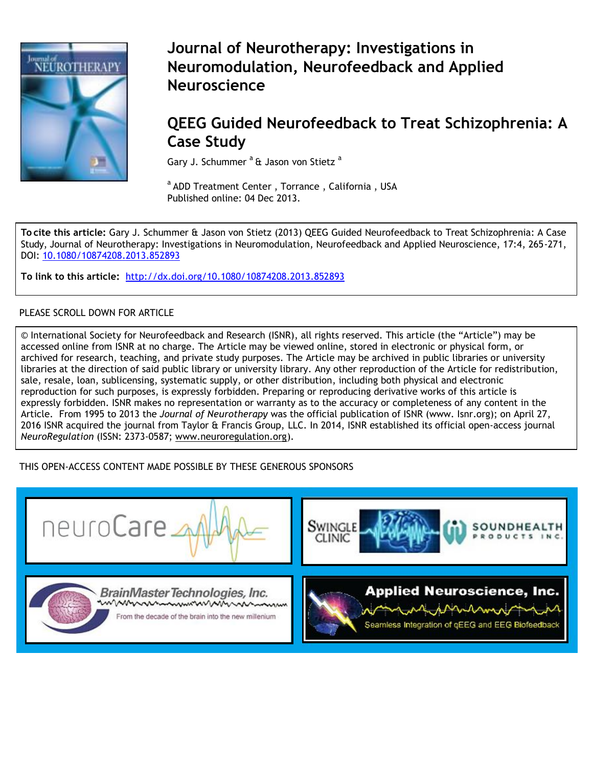# Journal of Neurotherapy: Investigations in Neuromodulation, Neurofeedback and Applied Neuroscience

## QEEG Guided Neurofeedback to Treat Schizophrenia: A Case Study

Gary J. Schummer [a] & Jason von Stietz [a]

[a] ADD Treatment Center , Torrance , California , USA

Published online: 04 Dec 2013.

**To cite this article:** Gary J. Schummer & Jason von Stietz (2013) QEEG Guided Neurofeedback to Treat Schizophrenia: A Case Study, Journal of Neurotherapy: Investigations in Neuromodulation, Neurofeedback and Applied Neuroscience, 17:4, 265-271, DOI: 10.1080/10874208.2013.852893

**To link to this article:** http://dx.doi.org/10.1080/10874208.2013.852893

PLEASE SCROLL DOWN FOR ARTICLE

© International Society for Neurofeedback and Research (ISNR), all rights reserved. This article (the "Article") may be accessed online from ISNR at no charge. The Article may be viewed online, stored in electronic or physical form, or archived for research, teaching, and private study purposes. The Article may be archived in public libraries or university libraries at the direction of said public library or university library. Any other reproduction of the Article for redistribution, sale, resale, loan, sublicensing, systematic supply, or other distribution, including both physical and electronic reproduction for such purposes, is expressly forbidden. Preparing or reproducing derivative works of this article is expressly forbidden. ISNR makes no representation or warranty as to the accuracy or completeness of any content in the Article. From 1995 to 2013 the *Journal of Neurotherapy* was the official publication of ISNR (www. Isnr.org); on April 27, 2016 ISNR acquired the journal from Taylor & Francis Group, LLC. In 2014, ISNR established its official open-access journal *NeuroRegulation* (ISSN: 2373-0587; www.neuroregulation.org).

THIS OPEN-ACCESS CONTENT MADE POSSIBLE BY THESE GENEROUS SPONSORS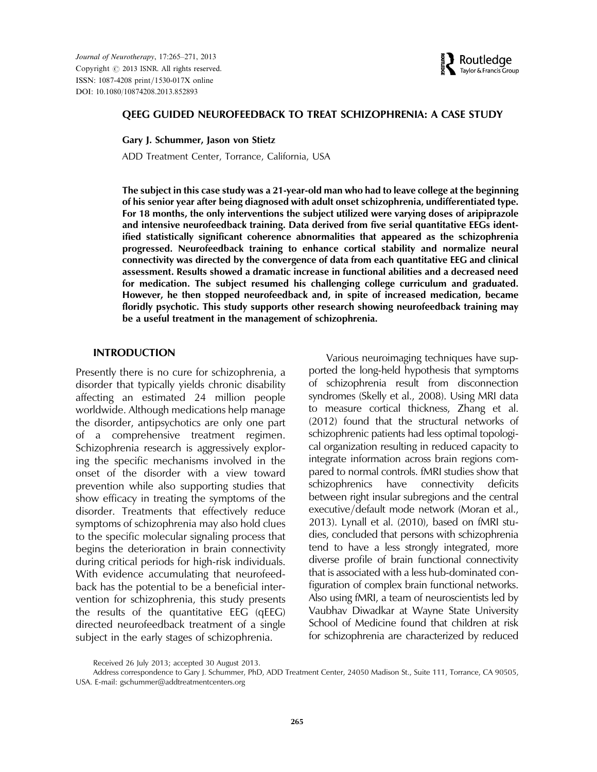Journal of Neurotherapy, 17:265–271, 2013
Copyright © 2013 ISNR. All rights reserved.
ISSN: 1087-4208 print/1530-017X online
DOI: 10.1080/10874208.2013.852893

# QEEG GUIDED NEUROFEEDBACK TO TREAT SCHIZOPHRENIA: A CASE STUDY

**Gary J. Schummer, Jason von Stietz**

ADD Treatment Center, Torrance, California, USA

**The subject in this case study was a 21-year-old man who had to leave college at the beginning of his senior year after being diagnosed with adult onset schizophrenia, undifferentiated type. For 18 months, the only interventions the subject utilized were varying doses of aripiprazole and intensive neurofeedback training. Data derived from five serial quantitative EEGs identified statistically significant coherence abnormalities that appeared as the schizophrenia progressed. Neurofeedback training to enhance cortical stability and normalize neural connectivity was directed by the convergence of data from each quantitative EEG and clinical assessment. Results showed a dramatic increase in functional abilities and a decreased need for medication. The subject resumed his challenging college curriculum and graduated. However, he then stopped neurofeedback and, in spite of increased medication, became floridly psychotic. This study supports other research showing neurofeedback training may be a useful treatment in the management of schizophrenia.**

## INTRODUCTION

Presently there is no cure for schizophrenia, a disorder that typically yields chronic disability affecting an estimated 24 million people worldwide. Although medications help manage the disorder, antipsychotics are only one part of a comprehensive treatment regimen. Schizophrenia research is aggressively exploring the specific mechanisms involved in the onset of the disorder with a view toward prevention while also supporting studies that show efficacy in treating the symptoms of the disorder. Treatments that effectively reduce symptoms of schizophrenia may also hold clues to the specific molecular signaling process that begins the deterioration in brain connectivity during critical periods for high-risk individuals. With evidence accumulating that neurofeedback has the potential to be a beneficial intervention for schizophrenia, this study presents the results of the quantitative EEG (qEEG) directed neurofeedback treatment of a single subject in the early stages of schizophrenia.

Various neuroimaging techniques have supported the long-held hypothesis that symptoms of schizophrenia result from disconnection syndromes (Skelly et al., 2008). Using MRI data to measure cortical thickness, Zhang et al. (2012) found that the structural networks of schizophrenic patients had less optimal topological organization resulting in reduced capacity to integrate information across brain regions compared to normal controls. fMRI studies show that schizophrenics have connectivity deficits between right insular subregions and the central executive/default mode network (Moran et al., 2013). Lynall et al. (2010), based on fMRI studies, concluded that persons with schizophrenia tend to have a less strongly integrated, more diverse profile of brain functional connectivity that is associated with a less hub-dominated configuration of complex brain functional networks. Also using fMRI, a team of neuroscientists led by Vaubhav Diwadkar at Wayne State University School of Medicine found that children at risk for schizophrenia are characterized by reduced

Received 26 July 2013; accepted 30 August 2013.

Address correspondence to Gary J. Schummer, PhD, ADD Treatment Center, 24050 Madison St., Suite 111, Torrance, CA 90505, USA. E-mail: gschummer@addtreatmentcenters.org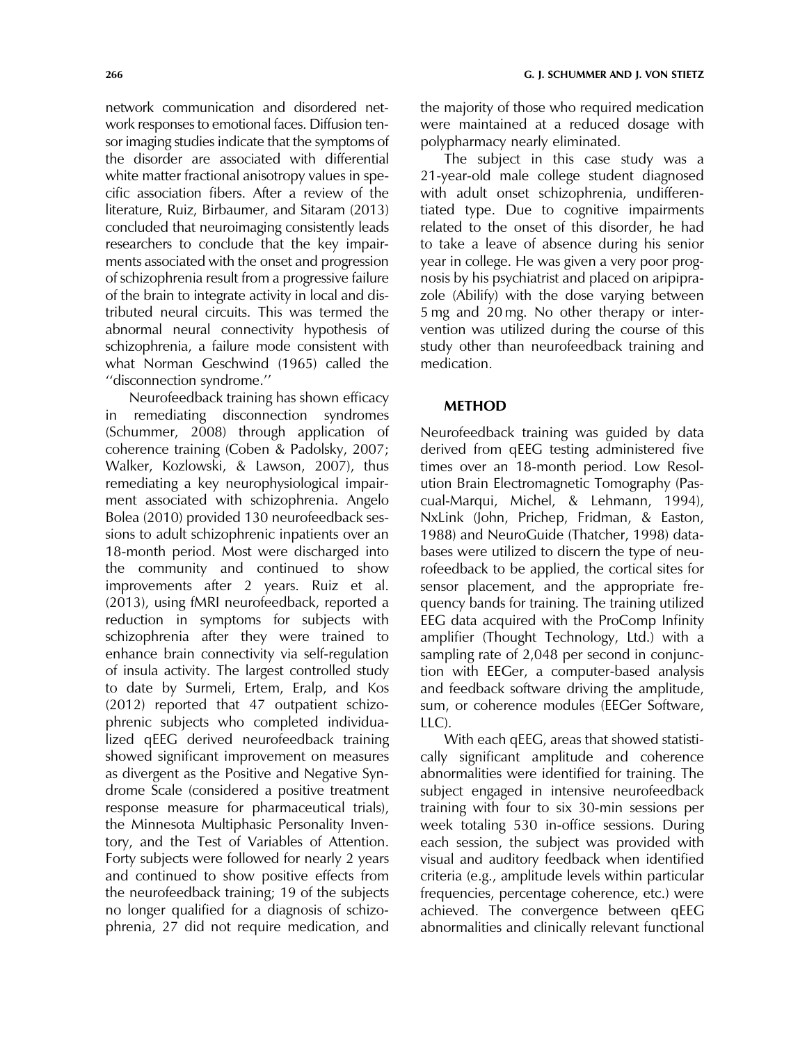network communication and disordered network responses to emotional faces. Diffusion tensor imaging studies indicate that the symptoms of the disorder are associated with differential white matter fractional anisotropy values in specific association fibers. After a review of the literature, Ruiz, Birbaumer, and Sitaram (2013) concluded that neuroimaging consistently leads researchers to conclude that the key impairments associated with the onset and progression of schizophrenia result from a progressive failure of the brain to integrate activity in local and distributed neural circuits. This was termed the abnormal neural connectivity hypothesis of schizophrenia, a failure mode consistent with what Norman Geschwind (1965) called the ''disconnection syndrome.''

Neurofeedback training has shown efficacy in remediating disconnection syndromes (Schummer, 2008) through application of coherence training (Coben & Padolsky, 2007; Walker, Kozlowski, & Lawson, 2007), thus remediating a key neurophysiological impairment associated with schizophrenia. Angelo Bolea (2010) provided 130 neurofeedback sessions to adult schizophrenic inpatients over an 18-month period. Most were discharged into the community and continued to show improvements after 2 years. Ruiz et al. (2013), using fMRI neurofeedback, reported a reduction in symptoms for subjects with schizophrenia after they were trained to enhance brain connectivity via self-regulation of insula activity. The largest controlled study to date by Surmeli, Ertem, Eralp, and Kos (2012) reported that 47 outpatient schizophrenic subjects who completed individualized qEEG derived neurofeedback training showed significant improvement on measures as divergent as the Positive and Negative Syndrome Scale (considered a positive treatment response measure for pharmaceutical trials), the Minnesota Multiphasic Personality Inventory, and the Test of Variables of Attention. Forty subjects were followed for nearly 2 years and continued to show positive effects from the neurofeedback training; 19 of the subjects no longer qualified for a diagnosis of schizophrenia, 27 did not require medication, and the majority of those who required medication were maintained at a reduced dosage with polypharmacy nearly eliminated.

The subject in this case study was a 21-year-old male college student diagnosed with adult onset schizophrenia, undifferentiated type. Due to cognitive impairments related to the onset of this disorder, he had to take a leave of absence during his senior year in college. He was given a very poor prognosis by his psychiatrist and placed on aripiprazole (Abilify) with the dose varying between 5 mg and 20 mg. No other therapy or intervention was utilized during the course of this study other than neurofeedback training and medication.

## METHOD

Neurofeedback training was guided by data derived from qEEG testing administered five times over an 18-month period. Low Resolution Brain Electromagnetic Tomography (Pascual-Marqui, Michel, & Lehmann, 1994), NxLink (John, Prichep, Fridman, & Easton, 1988) and NeuroGuide (Thatcher, 1998) databases were utilized to discern the type of neurofeedback to be applied, the cortical sites for sensor placement, and the appropriate frequency bands for training. The training utilized EEG data acquired with the ProComp Infinity amplifier (Thought Technology, Ltd.) with a sampling rate of 2,048 per second in conjunction with EEGer, a computer-based analysis and feedback software driving the amplitude, sum, or coherence modules (EEGer Software, LLC).

With each qEEG, areas that showed statistically significant amplitude and coherence abnormalities were identified for training. The subject engaged in intensive neurofeedback training with four to six 30-min sessions per week totaling 530 in-office sessions. During each session, the subject was provided with visual and auditory feedback when identified criteria (e.g., amplitude levels within particular frequencies, percentage coherence, etc.) were achieved. The convergence between qEEG abnormalities and clinically relevant functional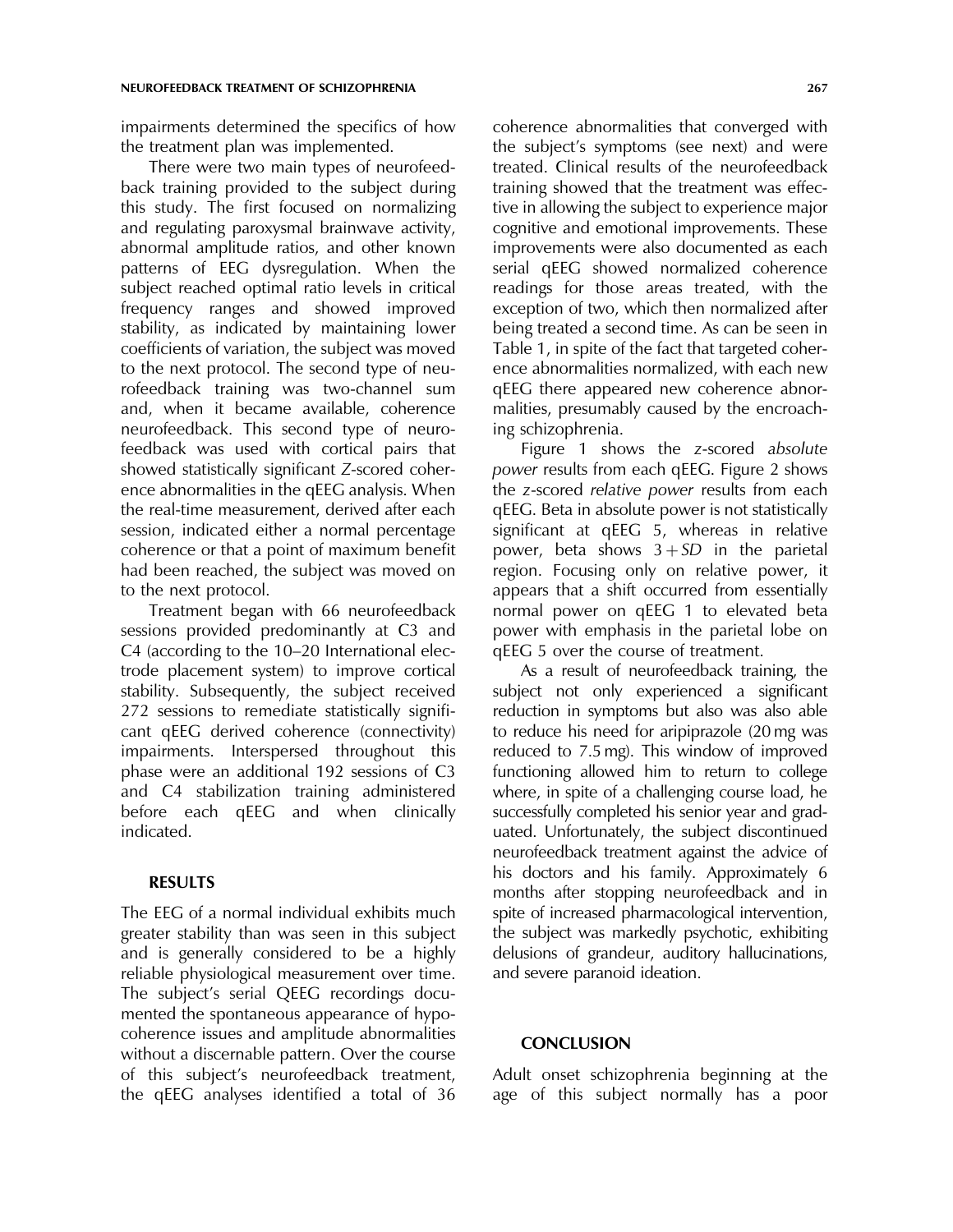impairments determined the specifics of how the treatment plan was implemented.

There were two main types of neurofeedback training provided to the subject during this study. The first focused on normalizing and regulating paroxysmal brainwave activity, abnormal amplitude ratios, and other known patterns of EEG dysregulation. When the subject reached optimal ratio levels in critical frequency ranges and showed improved stability, as indicated by maintaining lower coefficients of variation, the subject was moved to the next protocol. The second type of neurofeedback training was two-channel sum and, when it became available, coherence neurofeedback. This second type of neurofeedback was used with cortical pairs that showed statistically significant *Z*-scored coherence abnormalities in the qEEG analysis. When the real-time measurement, derived after each session, indicated either a normal percentage coherence or that a point of maximum benefit had been reached, the subject was moved on to the next protocol.

Treatment began with 66 neurofeedback sessions provided predominantly at C3 and C4 (according to the 10–20 International electrode placement system) to improve cortical stability. Subsequently, the subject received 272 sessions to remediate statistically significant qEEG derived coherence (connectivity) impairments. Interspersed throughout this phase were an additional 192 sessions of C3 and C4 stabilization training administered before each qEEG and when clinically indicated.

## RESULTS

The EEG of a normal individual exhibits much greater stability than was seen in this subject and is generally considered to be a highly reliable physiological measurement over time. The subject's serial QEEG recordings documented the spontaneous appearance of hypocoherence issues and amplitude abnormalities without a discernable pattern. Over the course of this subject's neurofeedback treatment, the qEEG analyses identified a total of 36 coherence abnormalities that converged with the subject's symptoms (see next) and were treated. Clinical results of the neurofeedback training showed that the treatment was effective in allowing the subject to experience major cognitive and emotional improvements. These improvements were also documented as each serial qEEG showed normalized coherence readings for those areas treated, with the exception of two, which then normalized after being treated a second time. As can be seen in Table 1, in spite of the fact that targeted coherence abnormalities normalized, with each new qEEG there appeared new coherence abnormalities, presumably caused by the encroaching schizophrenia.

Figure 1 shows the *z*-scored *absolute power* results from each qEEG. Figure 2 shows the *z*-scored *relative power* results from each qEEG. Beta in absolute power is not statistically significant at qEEG 5, whereas in relative power, beta shows $3+SD$ in the parietal region. Focusing only on relative power, it appears that a shift occurred from essentially normal power on qEEG 1 to elevated beta power with emphasis in the parietal lobe on qEEG 5 over the course of treatment.

As a result of neurofeedback training, the subject not only experienced a significant reduction in symptoms but also was also able to reduce his need for aripiprazole (20 mg was reduced to 7.5 mg). This window of improved functioning allowed him to return to college where, in spite of a challenging course load, he successfully completed his senior year and graduated. Unfortunately, the subject discontinued neurofeedback treatment against the advice of his doctors and his family. Approximately 6 months after stopping neurofeedback and in spite of increased pharmacological intervention, the subject was markedly psychotic, exhibiting delusions of grandeur, auditory hallucinations, and severe paranoid ideation.

## CONCLUSION

Adult onset schizophrenia beginning at the age of this subject normally has a poor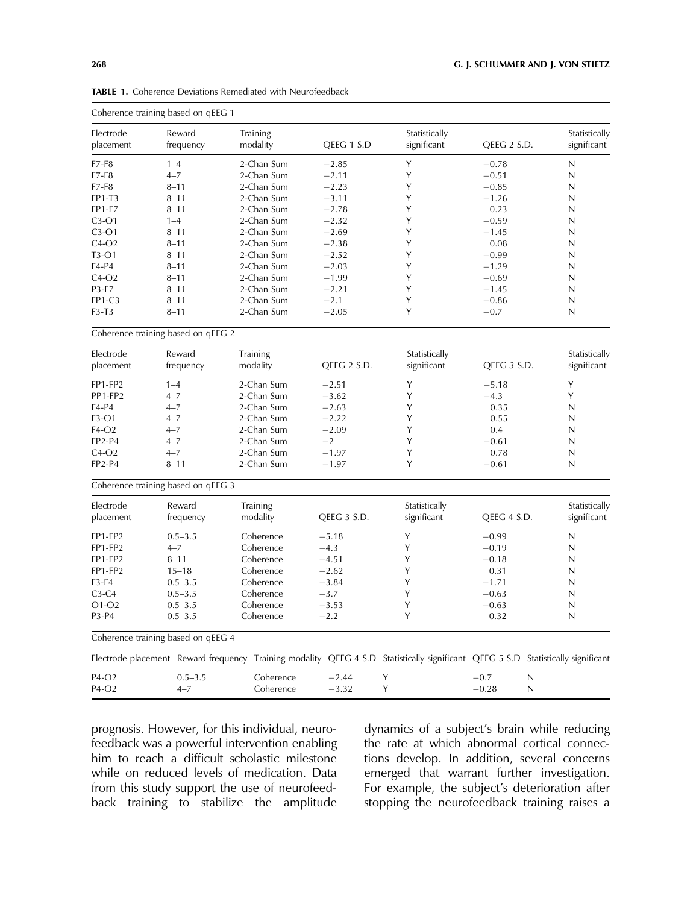**TABLE 1.** Coherence Deviations Remediated with Neurofeedback

| Coherence training based on qEEG 1 | | | | | | |
|---|---|---|---|---|---|---|
| Electrode placement | Reward frequency | Training modality | QEEG 1 S.D | Statistically significant | QEEG 2 S.D. | Statistically significant |
| F7-F8 | 1–4 | 2-Chan Sum | −2.85 | Y | −0.78 | N |
| F7-F8 | 4–7 | 2-Chan Sum | −2.11 | Y | −0.51 | N |
| F7-F8 | 8–11 | 2-Chan Sum | −2.23 | Y | −0.85 | N |
| FP1-T3 | 8–11 | 2-Chan Sum | −3.11 | Y | −1.26 | N |
| FP1-F7 | 8–11 | 2-Chan Sum | −2.78 | Y | 0.23 | N |
| C3-O1 | 1–4 | 2-Chan Sum | −2.32 | Y | −0.59 | N |
| C3-O1 | 8–11 | 2-Chan Sum | −2.69 | Y | −1.45 | N |
| C4-O2 | 8–11 | 2-Chan Sum | −2.38 | Y | 0.08 | N |
| T3-O1 | 8–11 | 2-Chan Sum | −2.52 | Y | −0.99 | N |
| F4-P4 | 8–11 | 2-Chan Sum | −2.03 | Y | −1.29 | N |
| C4-O2 | 8–11 | 2-Chan Sum | −1.99 | Y | −0.69 | N |
| P3-F7 | 8–11 | 2-Chan Sum | −2.21 | Y | −1.45 | N |
| FP1-C3 | 8–11 | 2-Chan Sum | −2.1 | Y | −0.86 | N |
| F3-T3 | 8–11 | 2-Chan Sum | −2.05 | Y | −0.7 | N |

| Coherence training based on qEEG 2 | | | | | | |
|---|---|---|---|---|---|---|
| Electrode placement | Reward frequency | Training modality | QEEG 2 S.D. | Statistically significant | QEEG 3 S.D. | Statistically significant |
| FP1-FP2 | 1–4 | 2-Chan Sum | −2.51 | Y | −5.18 | Y |
| PP1-FP2 | 4–7 | 2-Chan Sum | −3.62 | Y | −4.3 | Y |
| F4-P4 | 4–7 | 2-Chan Sum | −2.63 | Y | 0.35 | N |
| F3-O1 | 4–7 | 2-Chan Sum | −2.22 | Y | 0.55 | N |
| F4-O2 | 4–7 | 2-Chan Sum | −2.09 | Y | 0.4 | N |
| FP2-P4 | 4–7 | 2-Chan Sum | −2 | Y | −0.61 | N |
| C4-O2 | 4–7 | 2-Chan Sum | −1.97 | Y | 0.78 | N |
| FP2-P4 | 8–11 | 2-Chan Sum | −1.97 | Y | −0.61 | N |

| Coherence training based on qEEG 3 | | | | | | |
|---|---|---|---|---|---|---|
| Electrode placement | Reward frequency | Training modality | QEEG 3 S.D. | Statistically significant | QEEG 4 S.D. | Statistically significant |
| FP1-FP2 | 0.5–3.5 | Coherence | −5.18 | Y | −0.99 | N |
| FP1-FP2 | 4–7 | Coherence | −4.3 | Y | −0.19 | N |
| FP1-FP2 | 8–11 | Coherence | −4.51 | Y | −0.18 | N |
| FP1-FP2 | 15–18 | Coherence | −2.62 | Y | 0.31 | N |
| F3-F4 | 0.5–3.5 | Coherence | −3.84 | Y | −1.71 | N |
| C3-C4 | 0.5–3.5 | Coherence | −3.7 | Y | −0.63 | N |
| O1-O2 | 0.5–3.5 | Coherence | −3.53 | Y | −0.63 | N |
| P3-P4 | 0.5–3.5 | Coherence | −2.2 | Y | 0.32 | N |

| Coherence training based on qEEG 4 | | | | | | |
|---|---|---|---|---|---|---|
| Electrode placement | Reward frequency | Training modality | QEEG 4 S.D | Statistically significant | QEEG 5 S.D | Statistically significant |
| P4-O2 | 0.5–3.5 | Coherence | −2.44 | Y | −0.7 | N |
| P4-O2 | 4–7 | Coherence | −3.32 | Y | −0.28 | N |

prognosis. However, for this individual, neurofeedback was a powerful intervention enabling him to reach a difficult scholastic milestone while on reduced levels of medication. Data from this study support the use of neurofeedback training to stabilize the amplitude dynamics of a subject's brain while reducing the rate at which abnormal cortical connections develop. In addition, several concerns emerged that warrant further investigation. For example, the subject's deterioration after stopping the neurofeedback training raises a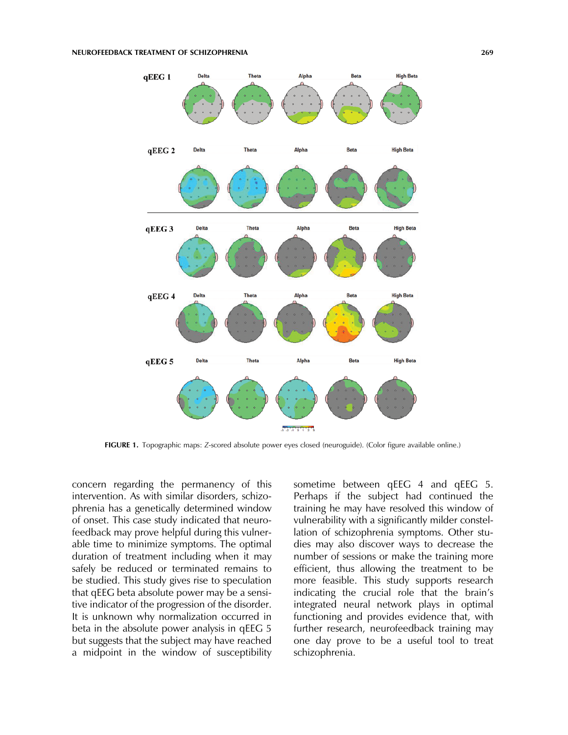FIGURE 1. Topographic maps: *Z*-scored absolute power eyes closed (neuroguide). (Color figure available online.)

concern regarding the permanency of this intervention. As with similar disorders, schizophrenia has a genetically determined window of onset. This case study indicated that neurofeedback may prove helpful during this vulnerable time to minimize symptoms. The optimal duration of treatment including when it may safely be reduced or terminated remains to be studied. This study gives rise to speculation that qEEG beta absolute power may be a sensitive indicator of the progression of the disorder. It is unknown why normalization occurred in beta in the absolute power analysis in qEEG 5 but suggests that the subject may have reached a midpoint in the window of susceptibility sometime between qEEG 4 and qEEG 5. Perhaps if the subject had continued the training he may have resolved this window of vulnerability with a significantly milder constellation of schizophrenia symptoms. Other studies may also discover ways to decrease the number of sessions or make the training more efficient, thus allowing the treatment to be more feasible. This study supports research indicating the crucial role that the brain's integrated neural network plays in optimal functioning and provides evidence that, with further research, neurofeedback training may one day prove to be a useful tool to treat schizophrenia.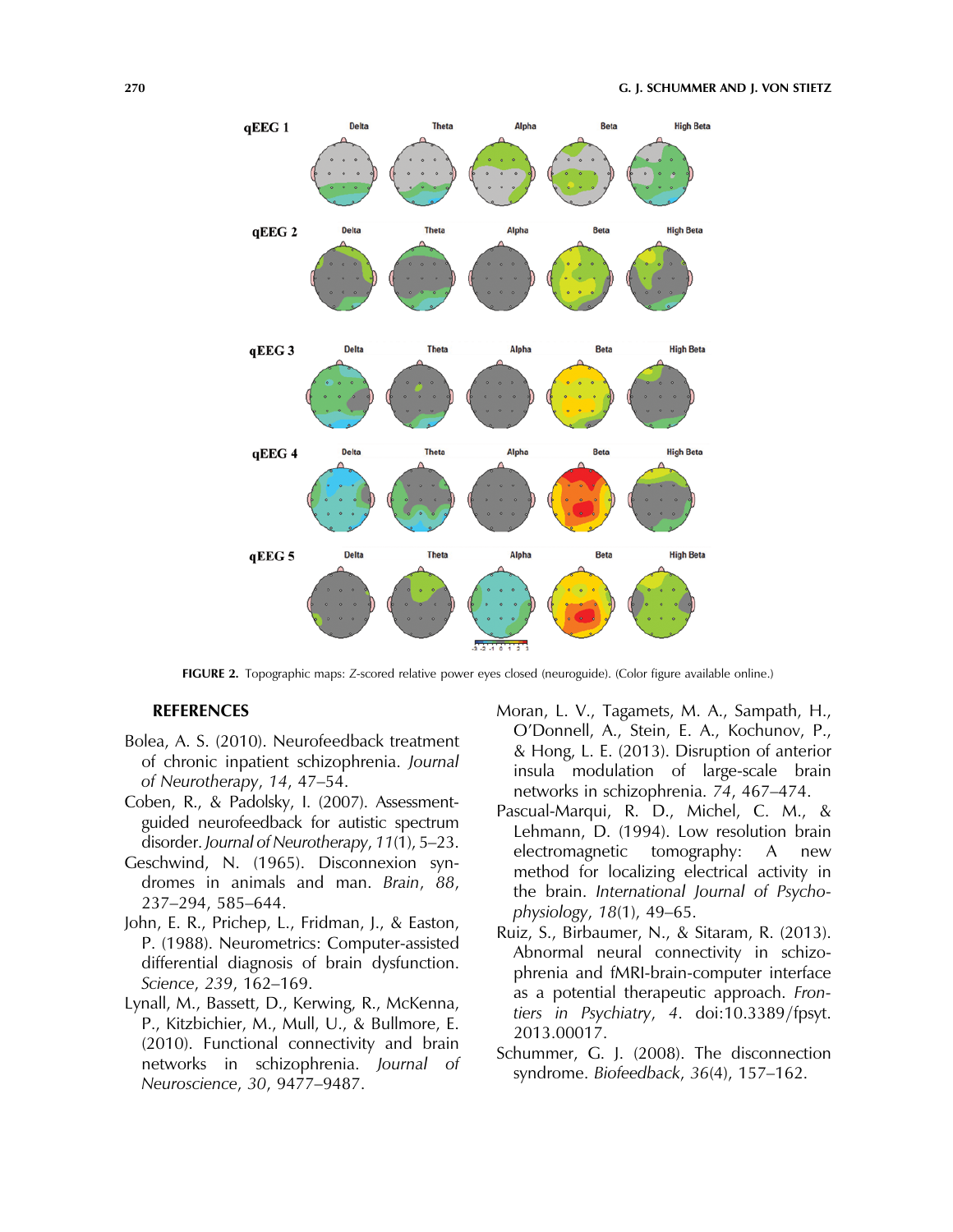FIGURE 2. Topographic maps: *Z*-scored relative power eyes closed (neuroguide). (Color figure available online.)

## REFERENCES

Bolea, A. S. (2010). Neurofeedback treatment of chronic inpatient schizophrenia. *Journal of Neurotherapy*, *14*, 47–54.

Coben, R., & Padolsky, I. (2007). Assessment-guided neurofeedback for autistic spectrum disorder. *Journal of Neurotherapy*, *11*(1), 5–23.

Geschwind, N. (1965). Disconnexion syndromes in animals and man. *Brain*, *88*, 237–294, 585–644.

John, E. R., Prichep, L., Fridman, J., & Easton, P. (1988). Neurometrics: Computer-assisted differential diagnosis of brain dysfunction. *Science*, *239*, 162–169.

Lynall, M., Bassett, D., Kerwing, R., McKenna, P., Kitzbichier, M., Mull, U., & Bullmore, E. (2010). Functional connectivity and brain networks in schizophrenia. *Journal of Neuroscience*, *30*, 9477–9487.

Moran, L. V., Tagamets, M. A., Sampath, H., O'Donnell, A., Stein, E. A., Kochunov, P., & Hong, L. E. (2013). Disruption of anterior insula modulation of large-scale brain networks in schizophrenia. *74*, 467–474.

Pascual-Marqui, R. D., Michel, C. M., & Lehmann, D. (1994). Low resolution brain electromagnetic tomography: A new method for localizing electrical activity in the brain. *International Journal of Psychophysiology*, *18*(1), 49–65.

Ruiz, S., Birbaumer, N., & Sitaram, R. (2013). Abnormal neural connectivity in schizophrenia and fMRI-brain-computer interface as a potential therapeutic approach. *Frontiers in Psychiatry*, *4*. doi:10.3389/fpsyt.2013.00017.

Schummer, G. J. (2008). The disconnection syndrome. *Biofeedback*, *36*(4), 157–162.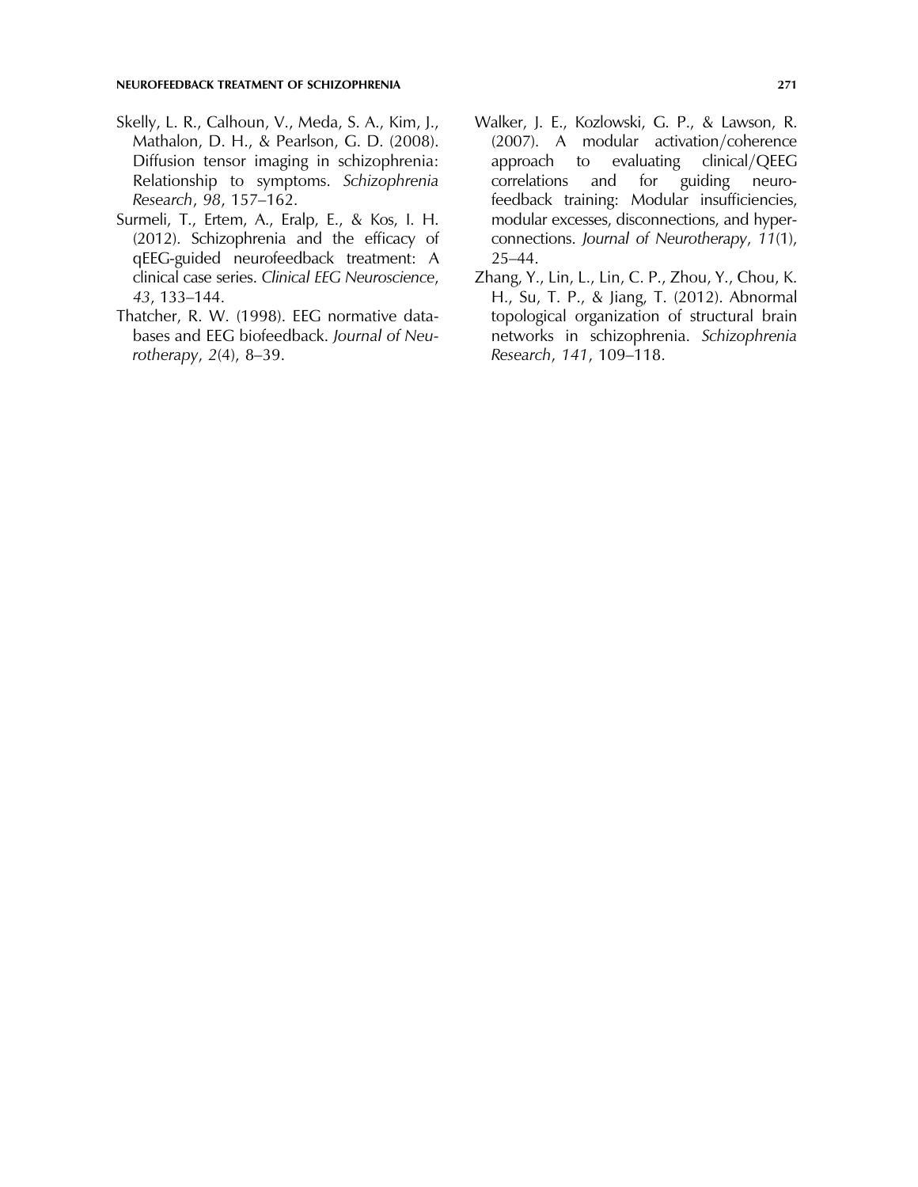Skelly, L. R., Calhoun, V., Meda, S. A., Kim, J., Mathalon, D. H., & Pearlson, G. D. (2008). Diffusion tensor imaging in schizophrenia: Relationship to symptoms. *Schizophrenia Research*, *98*, 157–162.

Surmeli, T., Ertem, A., Eralp, E., & Kos, I. H. (2012). Schizophrenia and the efficacy of qEEG-guided neurofeedback treatment: A clinical case series. *Clinical EEG Neuroscience*, *43*, 133–144.

Thatcher, R. W. (1998). EEG normative databases and EEG biofeedback. *Journal of Neurotherapy*, *2*(4), 8–39.

Walker, J. E., Kozlowski, G. P., & Lawson, R. (2007). A modular activation/coherence approach to evaluating clinical/QEEG correlations and for guiding neurofeedback training: Modular insufficiencies, modular excesses, disconnections, and hyperconnections. *Journal of Neurotherapy*, *11*(1), 25–44.

Zhang, Y., Lin, L., Lin, C. P., Zhou, Y., Chou, K. H., Su, T. P., & Jiang, T. (2012). Abnormal topological organization of structural brain networks in schizophrenia. *Schizophrenia Research*, *141*, 109–118.